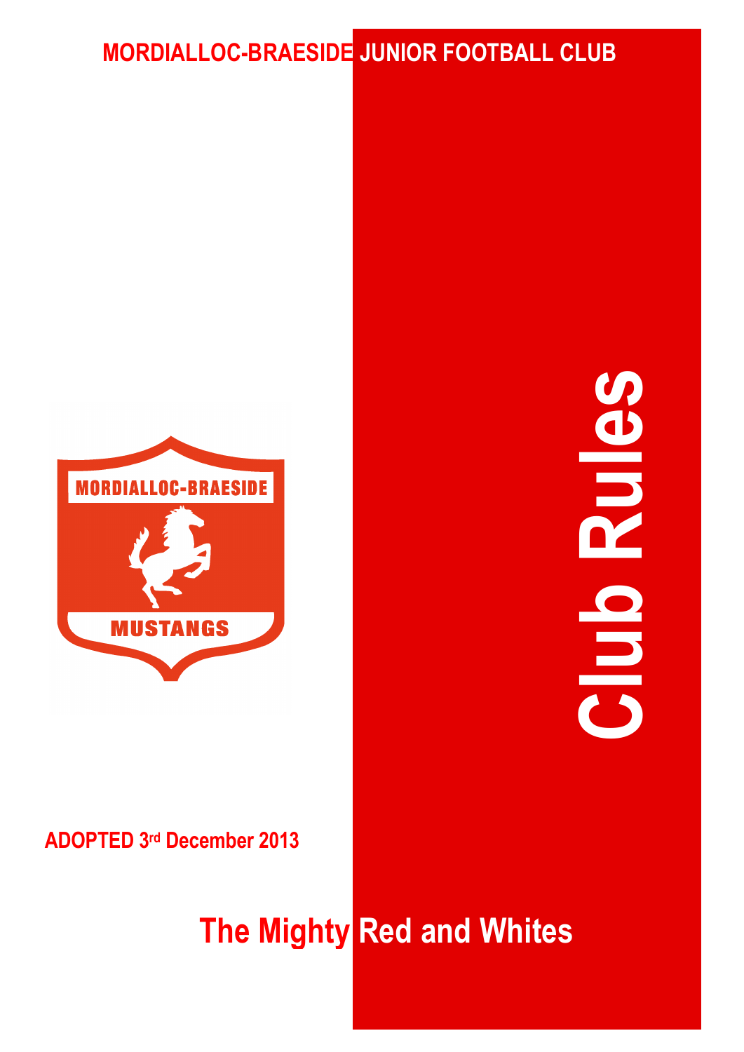# MORDIALLOC-BRAESIDE JUNIOR FOOTBALL CLUB

MORDIALLOC-BRAESIDE

MUSTANGS

# Club Rules

**ADOPTED 3rd December 2013**

## The Mighty Red and Whites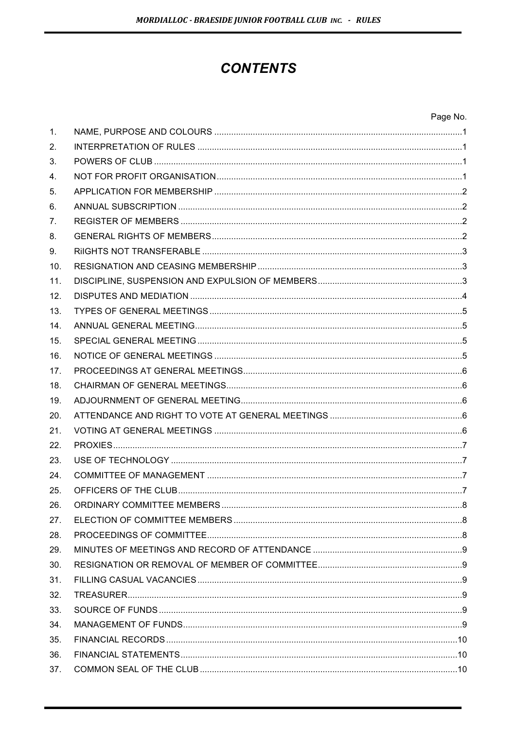# *CONTENTS*

| | | Page No. |
|---|---|---|
| 1. | NAME, PURPOSE AND COLOURS | 1 |
| 2. | INTERPRETATION OF RULES | 1 |
| 3. | POWERS OF CLUB | 1 |
| 4. | NOT FOR PROFIT ORGANISATION | 1 |
| 5. | APPLICATION FOR MEMBERSHIP | 2 |
| 6. | ANNUAL SUBSCRIPTION | 2 |
| 7. | REGISTER OF MEMBERS | 2 |
| 8. | GENERAL RIGHTS OF MEMBERS | 2 |
| 9. | RiIGHTS NOT TRANSFERABLE | 3 |
| 10. | RESIGNATION AND CEASING MEMBERSHIP | 3 |
| 11. | DISCIPLINE, SUSPENSION AND EXPULSION OF MEMBERS | 3 |
| 12. | DISPUTES AND MEDIATION | 4 |
| 13. | TYPES OF GENERAL MEETINGS | 5 |
| 14. | ANNUAL GENERAL MEETING | 5 |
| 15. | SPECIAL GENERAL MEETING | 5 |
| 16. | NOTICE OF GENERAL MEETINGS | 5 |
| 17. | PROCEEDINGS AT GENERAL MEETINGS | 6 |
| 18. | CHAIRMAN OF GENERAL MEETINGS | 6 |
| 19. | ADJOURNMENT OF GENERAL MEETING | 6 |
| 20. | ATTENDANCE AND RIGHT TO VOTE AT GENERAL MEETINGS | 6 |
| 21. | VOTING AT GENERAL MEETINGS | 6 |
| 22. | PROXIES | 7 |
| 23. | USE OF TECHNOLOGY | 7 |
| 24. | COMMITTEE OF MANAGEMENT | 7 |
| 25. | OFFICERS OF THE CLUB | 7 |
| 26. | ORDINARY COMMITTEE MEMBERS | 8 |
| 27. | ELECTION OF COMMITTEE MEMBERS | 8 |
| 28. | PROCEEDINGS OF COMMITTEE | 8 |
| 29. | MINUTES OF MEETINGS AND RECORD OF ATTENDANCE | 9 |
| 30. | RESIGNATION OR REMOVAL OF MEMBER OF COMMITTEE | 9 |
| 31. | FILLING CASUAL VACANCIES | 9 |
| 32. | TREASURER | 9 |
| 33. | SOURCE OF FUNDS | 9 |
| 34. | MANAGEMENT OF FUNDS | 9 |
| 35. | FINANCIAL RECORDS | 10 |
| 36. | FINANCIAL STATEMENTS | 10 |
| 37. | COMMON SEAL OF THE CLUB | 10 |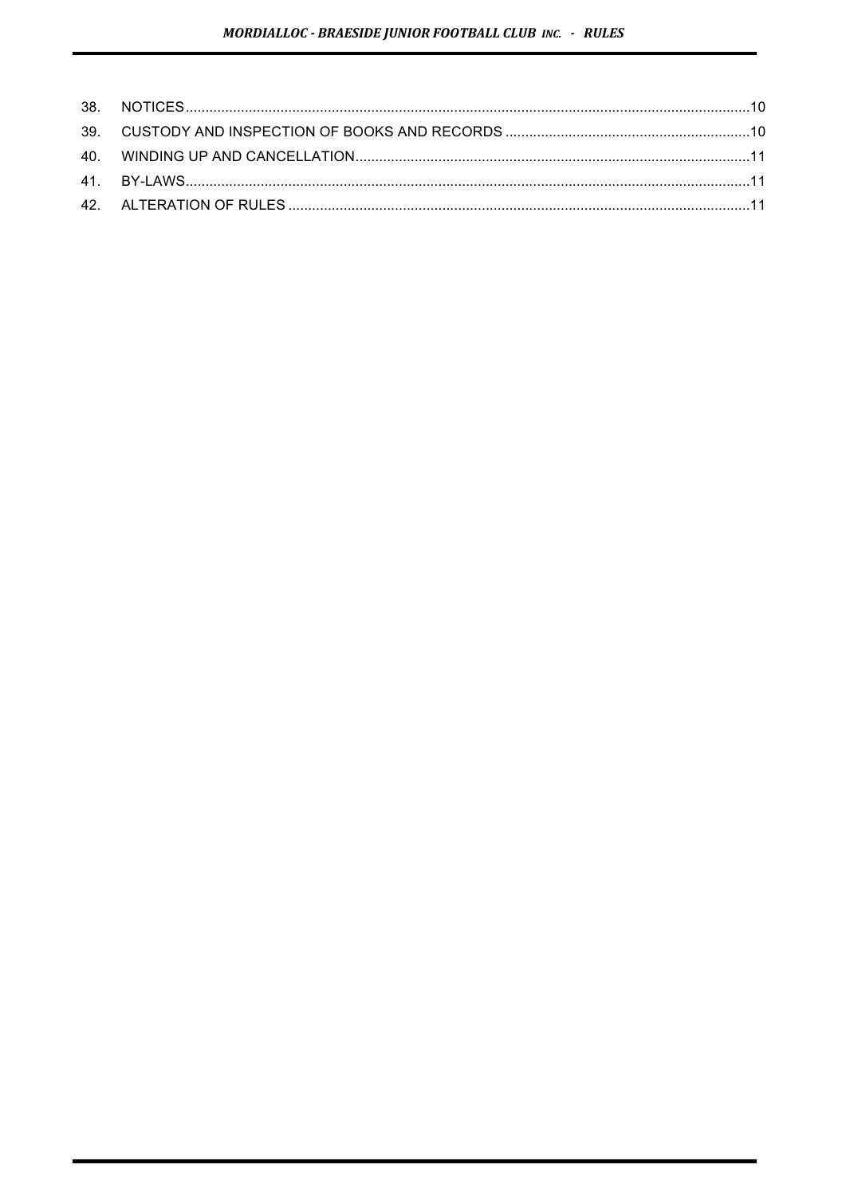38. NOTICES.....10
39. CUSTODY AND INSPECTION OF BOOKS AND RECORDS.....10
40. WINDING UP AND CANCELLATION.....11
41. BY-LAWS.....11
42. ALTERATION OF RULES.....11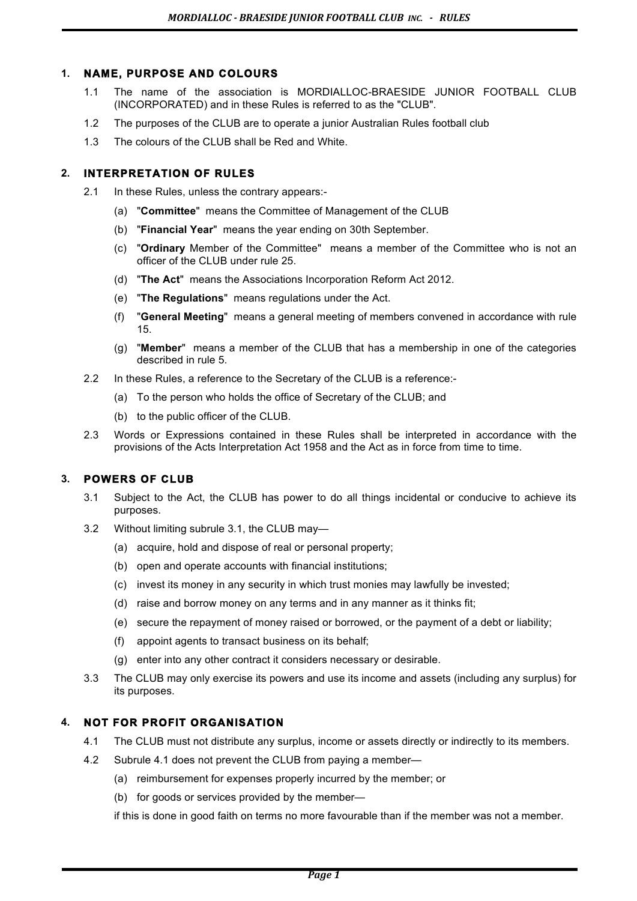## 1. NAME, PURPOSE AND COLOURS

1.1 The name of the association is MORDIALLOC-BRAESIDE JUNIOR FOOTBALL CLUB (INCORPORATED) and in these Rules is referred to as the "CLUB".

1.2 The purposes of the CLUB are to operate a junior Australian Rules football club

1.3 The colours of the CLUB shall be Red and White.

## 2. INTERPRETATION OF RULES

2.1 In these Rules, unless the contrary appears:-

(a) "**Committee**" means the Committee of Management of the CLUB

(b) "**Financial Year**" means the year ending on 30th September.

(c) "**Ordinary** Member of the Committee" means a member of the Committee who is not an officer of the CLUB under rule 25.

(d) "**The Act**" means the Associations Incorporation Reform Act 2012.

(e) "**The Regulations**" means regulations under the Act.

(f) "**General Meeting**" means a general meeting of members convened in accordance with rule 15.

(g) "**Member**" means a member of the CLUB that has a membership in one of the categories described in rule 5.

2.2 In these Rules, a reference to the Secretary of the CLUB is a reference:-

(a) To the person who holds the office of Secretary of the CLUB; and

(b) to the public officer of the CLUB.

2.3 Words or Expressions contained in these Rules shall be interpreted in accordance with the provisions of the Acts Interpretation Act 1958 and the Act as in force from time to time.

## 3. POWERS OF CLUB

3.1 Subject to the Act, the CLUB has power to do all things incidental or conducive to achieve its purposes.

3.2 Without limiting subrule 3.1, the CLUB may—

(a) acquire, hold and dispose of real or personal property;

(b) open and operate accounts with financial institutions;

(c) invest its money in any security in which trust monies may lawfully be invested;

(d) raise and borrow money on any terms and in any manner as it thinks fit;

(e) secure the repayment of money raised or borrowed, or the payment of a debt or liability;

(f) appoint agents to transact business on its behalf;

(g) enter into any other contract it considers necessary or desirable.

3.3 The CLUB may only exercise its powers and use its income and assets (including any surplus) for its purposes.

## 4. NOT FOR PROFIT ORGANISATION

4.1 The CLUB must not distribute any surplus, income or assets directly or indirectly to its members.

4.2 Subrule 4.1 does not prevent the CLUB from paying a member—

(a) reimbursement for expenses properly incurred by the member; or

(b) for goods or services provided by the member—

if this is done in good faith on terms no more favourable than if the member was not a member.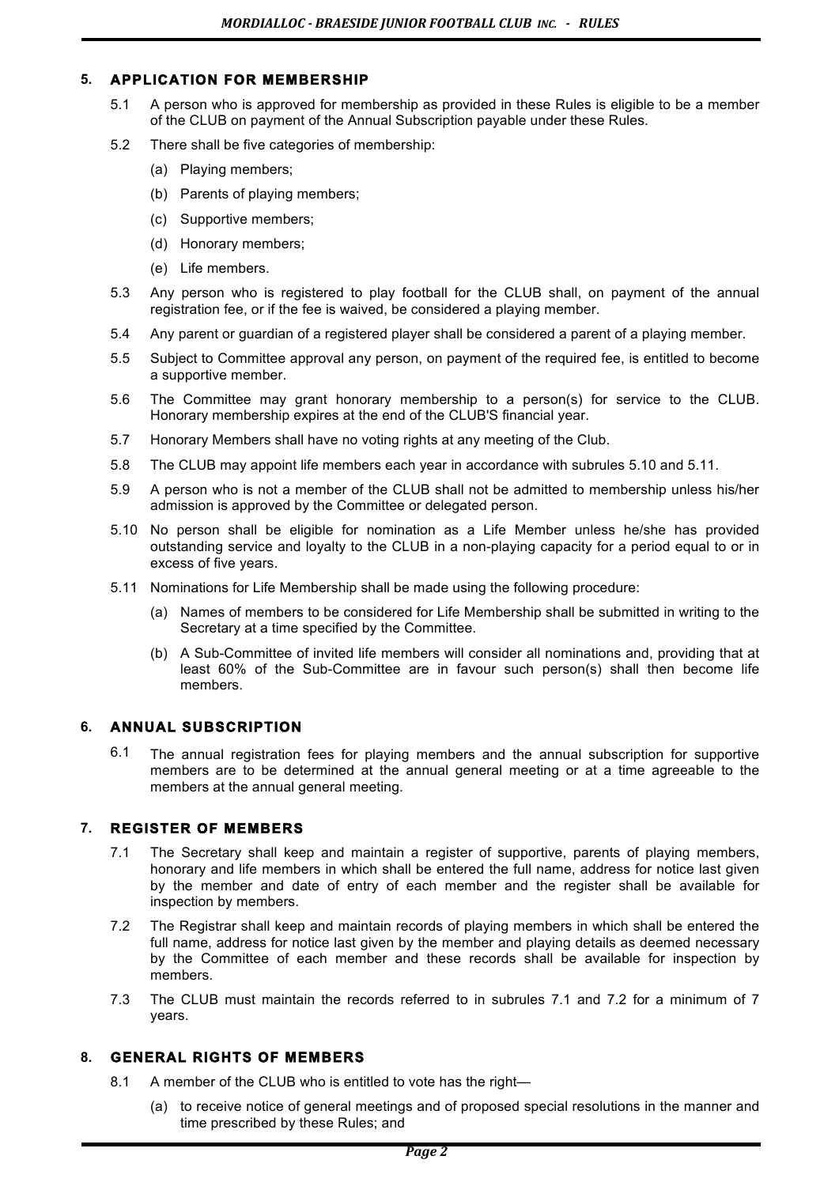## 5. APPLICATION FOR MEMBERSHIP

5.1 A person who is approved for membership as provided in these Rules is eligible to be a member of the CLUB on payment of the Annual Subscription payable under these Rules.

5.2 There shall be five categories of membership:

(a) Playing members;

(b) Parents of playing members;

(c) Supportive members;

(d) Honorary members;

(e) Life members.

5.3 Any person who is registered to play football for the CLUB shall, on payment of the annual registration fee, or if the fee is waived, be considered a playing member.

5.4 Any parent or guardian of a registered player shall be considered a parent of a playing member.

5.5 Subject to Committee approval any person, on payment of the required fee, is entitled to become a supportive member.

5.6 The Committee may grant honorary membership to a person(s) for service to the CLUB. Honorary membership expires at the end of the CLUB'S financial year.

5.7 Honorary Members shall have no voting rights at any meeting of the Club.

5.8 The CLUB may appoint life members each year in accordance with subrules 5.10 and 5.11.

5.9 A person who is not a member of the CLUB shall not be admitted to membership unless his/her admission is approved by the Committee or delegated person.

5.10 No person shall be eligible for nomination as a Life Member unless he/she has provided outstanding service and loyalty to the CLUB in a non-playing capacity for a period equal to or in excess of five years.

5.11 Nominations for Life Membership shall be made using the following procedure:

(a) Names of members to be considered for Life Membership shall be submitted in writing to the Secretary at a time specified by the Committee.

(b) A Sub-Committee of invited life members will consider all nominations and, providing that at least 60% of the Sub-Committee are in favour such person(s) shall then become life members.

## 6. ANNUAL SUBSCRIPTION

6.1 The annual registration fees for playing members and the annual subscription for supportive members are to be determined at the annual general meeting or at a time agreeable to the members at the annual general meeting.

## 7. REGISTER OF MEMBERS

7.1 The Secretary shall keep and maintain a register of supportive, parents of playing members, honorary and life members in which shall be entered the full name, address for notice last given by the member and date of entry of each member and the register shall be available for inspection by members.

7.2 The Registrar shall keep and maintain records of playing members in which shall be entered the full name, address for notice last given by the member and playing details as deemed necessary by the Committee of each member and these records shall be available for inspection by members.

7.3 The CLUB must maintain the records referred to in subrules 7.1 and 7.2 for a minimum of 7 years.

## 8. GENERAL RIGHTS OF MEMBERS

8.1 A member of the CLUB who is entitled to vote has the right—

(a) to receive notice of general meetings and of proposed special resolutions in the manner and time prescribed by these Rules; and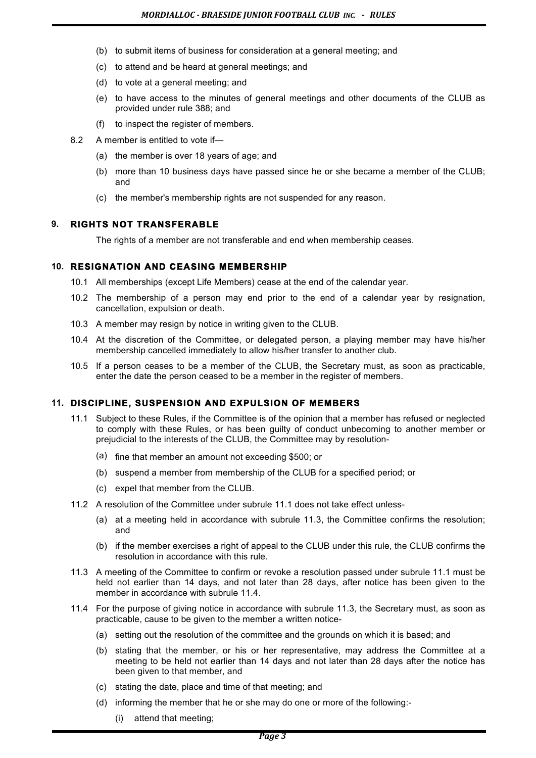(b) to submit items of business for consideration at a general meeting; and

(c) to attend and be heard at general meetings; and

(d) to vote at a general meeting; and

(e) to have access to the minutes of general meetings and other documents of the CLUB as provided under rule 388; and

(f) to inspect the register of members.

8.2 A member is entitled to vote if—

(a) the member is over 18 years of age; and

(b) more than 10 business days have passed since he or she became a member of the CLUB; and

(c) the member's membership rights are not suspended for any reason.

## 9. RIGHTS NOT TRANSFERABLE

The rights of a member are not transferable and end when membership ceases.

## 10. RESIGNATION AND CEASING MEMBERSHIP

10.1 All memberships (except Life Members) cease at the end of the calendar year.

10.2 The membership of a person may end prior to the end of a calendar year by resignation, cancellation, expulsion or death.

10.3 A member may resign by notice in writing given to the CLUB.

10.4 At the discretion of the Committee, or delegated person, a playing member may have his/her membership cancelled immediately to allow his/her transfer to another club.

10.5 If a person ceases to be a member of the CLUB, the Secretary must, as soon as practicable, enter the date the person ceased to be a member in the register of members.

## 11. DISCIPLINE, SUSPENSION AND EXPULSION OF MEMBERS

11.1 Subject to these Rules, if the Committee is of the opinion that a member has refused or neglected to comply with these Rules, or has been guilty of conduct unbecoming to another member or prejudicial to the interests of the CLUB, the Committee may by resolution-

(a) fine that member an amount not exceeding $500; or

(b) suspend a member from membership of the CLUB for a specified period; or

(c) expel that member from the CLUB.

11.2 A resolution of the Committee under subrule 11.1 does not take effect unless-

(a) at a meeting held in accordance with subrule 11.3, the Committee confirms the resolution; and

(b) if the member exercises a right of appeal to the CLUB under this rule, the CLUB confirms the resolution in accordance with this rule.

11.3 A meeting of the Committee to confirm or revoke a resolution passed under subrule 11.1 must be held not earlier than 14 days, and not later than 28 days, after notice has been given to the member in accordance with subrule 11.4.

11.4 For the purpose of giving notice in accordance with subrule 11.3, the Secretary must, as soon as practicable, cause to be given to the member a written notice-

(a) setting out the resolution of the committee and the grounds on which it is based; and

(b) stating that the member, or his or her representative, may address the Committee at a meeting to be held not earlier than 14 days and not later than 28 days after the notice has been given to that member, and

(c) stating the date, place and time of that meeting; and

(d) informing the member that he or she may do one or more of the following:-

(i) attend that meeting;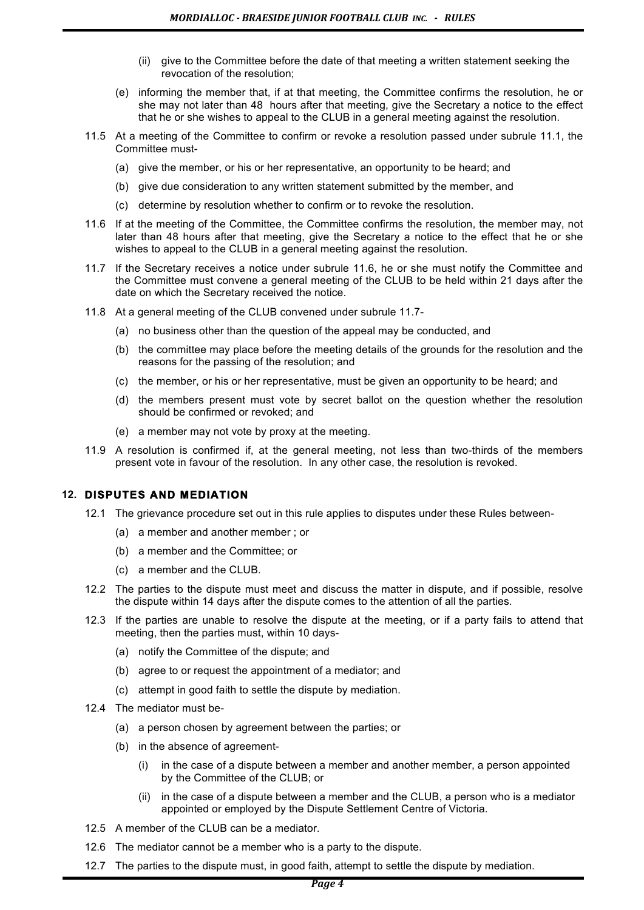(ii) give to the Committee before the date of that meeting a written statement seeking the revocation of the resolution;

(e) informing the member that, if at that meeting, the Committee confirms the resolution, he or she may not later than 48 hours after that meeting, give the Secretary a notice to the effect that he or she wishes to appeal to the CLUB in a general meeting against the resolution.

11.5 At a meeting of the Committee to confirm or revoke a resolution passed under subrule 11.1, the Committee must-

(a) give the member, or his or her representative, an opportunity to be heard; and

(b) give due consideration to any written statement submitted by the member, and

(c) determine by resolution whether to confirm or to revoke the resolution.

11.6 If at the meeting of the Committee, the Committee confirms the resolution, the member may, not later than 48 hours after that meeting, give the Secretary a notice to the effect that he or she wishes to appeal to the CLUB in a general meeting against the resolution.

11.7 If the Secretary receives a notice under subrule 11.6, he or she must notify the Committee and the Committee must convene a general meeting of the CLUB to be held within 21 days after the date on which the Secretary received the notice.

11.8 At a general meeting of the CLUB convened under subrule 11.7-

(a) no business other than the question of the appeal may be conducted, and

(b) the committee may place before the meeting details of the grounds for the resolution and the reasons for the passing of the resolution; and

(c) the member, or his or her representative, must be given an opportunity to be heard; and

(d) the members present must vote by secret ballot on the question whether the resolution should be confirmed or revoked; and

(e) a member may not vote by proxy at the meeting.

11.9 A resolution is confirmed if, at the general meeting, not less than two-thirds of the members present vote in favour of the resolution. In any other case, the resolution is revoked.

## 12. DISPUTES AND MEDIATION

12.1 The grievance procedure set out in this rule applies to disputes under these Rules between-

(a) a member and another member ; or

(b) a member and the Committee; or

(c) a member and the CLUB.

12.2 The parties to the dispute must meet and discuss the matter in dispute, and if possible, resolve the dispute within 14 days after the dispute comes to the attention of all the parties.

12.3 If the parties are unable to resolve the dispute at the meeting, or if a party fails to attend that meeting, then the parties must, within 10 days-

(a) notify the Committee of the dispute; and

(b) agree to or request the appointment of a mediator; and

(c) attempt in good faith to settle the dispute by mediation.

12.4 The mediator must be-

(a) a person chosen by agreement between the parties; or

(b) in the absence of agreement-

(i) in the case of a dispute between a member and another member, a person appointed by the Committee of the CLUB; or

(ii) in the case of a dispute between a member and the CLUB, a person who is a mediator appointed or employed by the Dispute Settlement Centre of Victoria.

12.5 A member of the CLUB can be a mediator.

12.6 The mediator cannot be a member who is a party to the dispute.

12.7 The parties to the dispute must, in good faith, attempt to settle the dispute by mediation.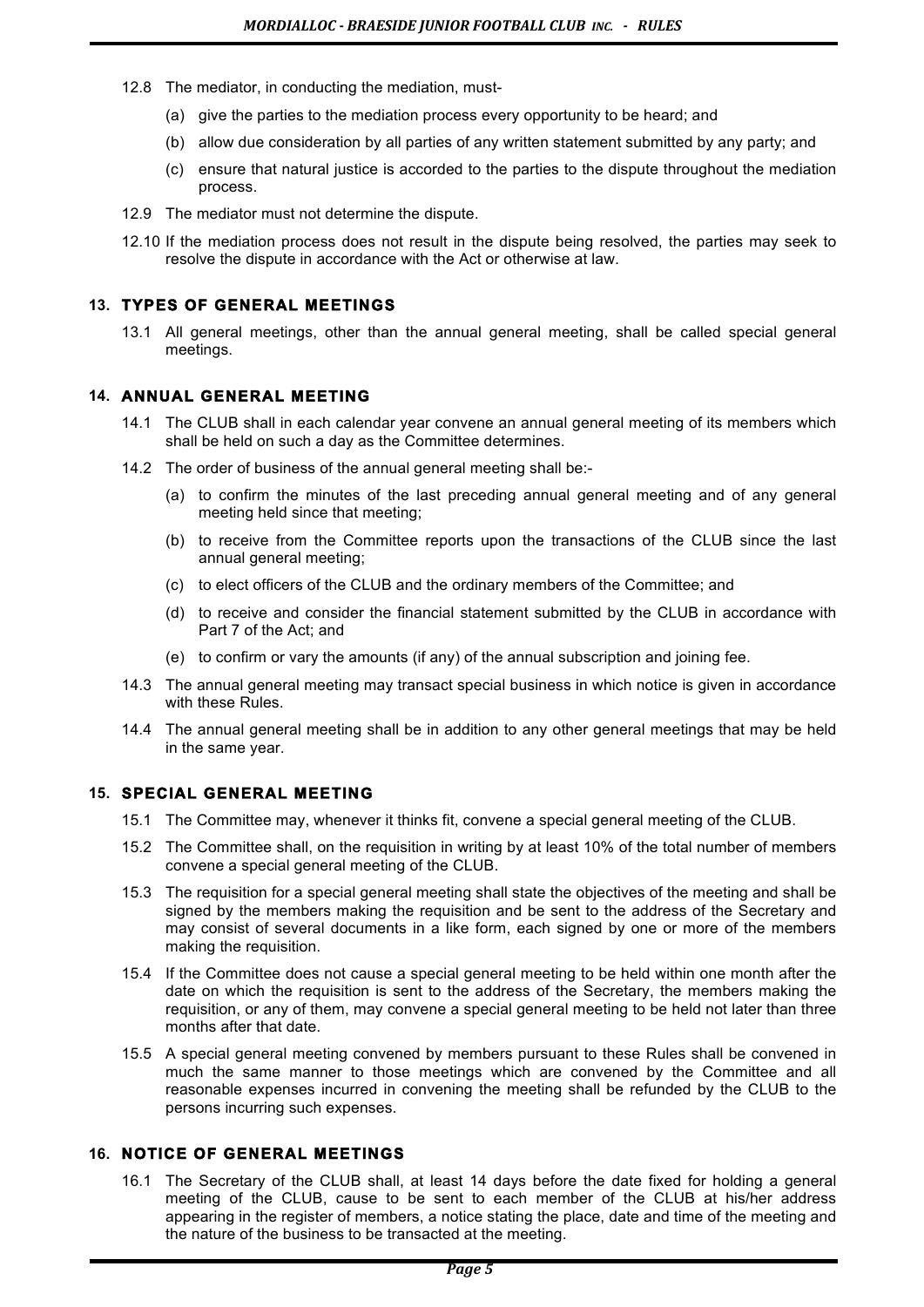12.8 The mediator, in conducting the mediation, must-

(a) give the parties to the mediation process every opportunity to be heard; and

(b) allow due consideration by all parties of any written statement submitted by any party; and

(c) ensure that natural justice is accorded to the parties to the dispute throughout the mediation process.

12.9 The mediator must not determine the dispute.

12.10 If the mediation process does not result in the dispute being resolved, the parties may seek to resolve the dispute in accordance with the Act or otherwise at law.

## 13. TYPES OF GENERAL MEETINGS

13.1 All general meetings, other than the annual general meeting, shall be called special general meetings.

## 14. ANNUAL GENERAL MEETING

14.1 The CLUB shall in each calendar year convene an annual general meeting of its members which shall be held on such a day as the Committee determines.

14.2 The order of business of the annual general meeting shall be:-

(a) to confirm the minutes of the last preceding annual general meeting and of any general meeting held since that meeting;

(b) to receive from the Committee reports upon the transactions of the CLUB since the last annual general meeting;

(c) to elect officers of the CLUB and the ordinary members of the Committee; and

(d) to receive and consider the financial statement submitted by the CLUB in accordance with Part 7 of the Act; and

(e) to confirm or vary the amounts (if any) of the annual subscription and joining fee.

14.3 The annual general meeting may transact special business in which notice is given in accordance with these Rules.

14.4 The annual general meeting shall be in addition to any other general meetings that may be held in the same year.

## 15. SPECIAL GENERAL MEETING

15.1 The Committee may, whenever it thinks fit, convene a special general meeting of the CLUB.

15.2 The Committee shall, on the requisition in writing by at least 10% of the total number of members convene a special general meeting of the CLUB.

15.3 The requisition for a special general meeting shall state the objectives of the meeting and shall be signed by the members making the requisition and be sent to the address of the Secretary and may consist of several documents in a like form, each signed by one or more of the members making the requisition.

15.4 If the Committee does not cause a special general meeting to be held within one month after the date on which the requisition is sent to the address of the Secretary, the members making the requisition, or any of them, may convene a special general meeting to be held not later than three months after that date.

15.5 A special general meeting convened by members pursuant to these Rules shall be convened in much the same manner to those meetings which are convened by the Committee and all reasonable expenses incurred in convening the meeting shall be refunded by the CLUB to the persons incurring such expenses.

## 16. NOTICE OF GENERAL MEETINGS

16.1 The Secretary of the CLUB shall, at least 14 days before the date fixed for holding a general meeting of the CLUB, cause to be sent to each member of the CLUB at his/her address appearing in the register of members, a notice stating the place, date and time of the meeting and the nature of the business to be transacted at the meeting.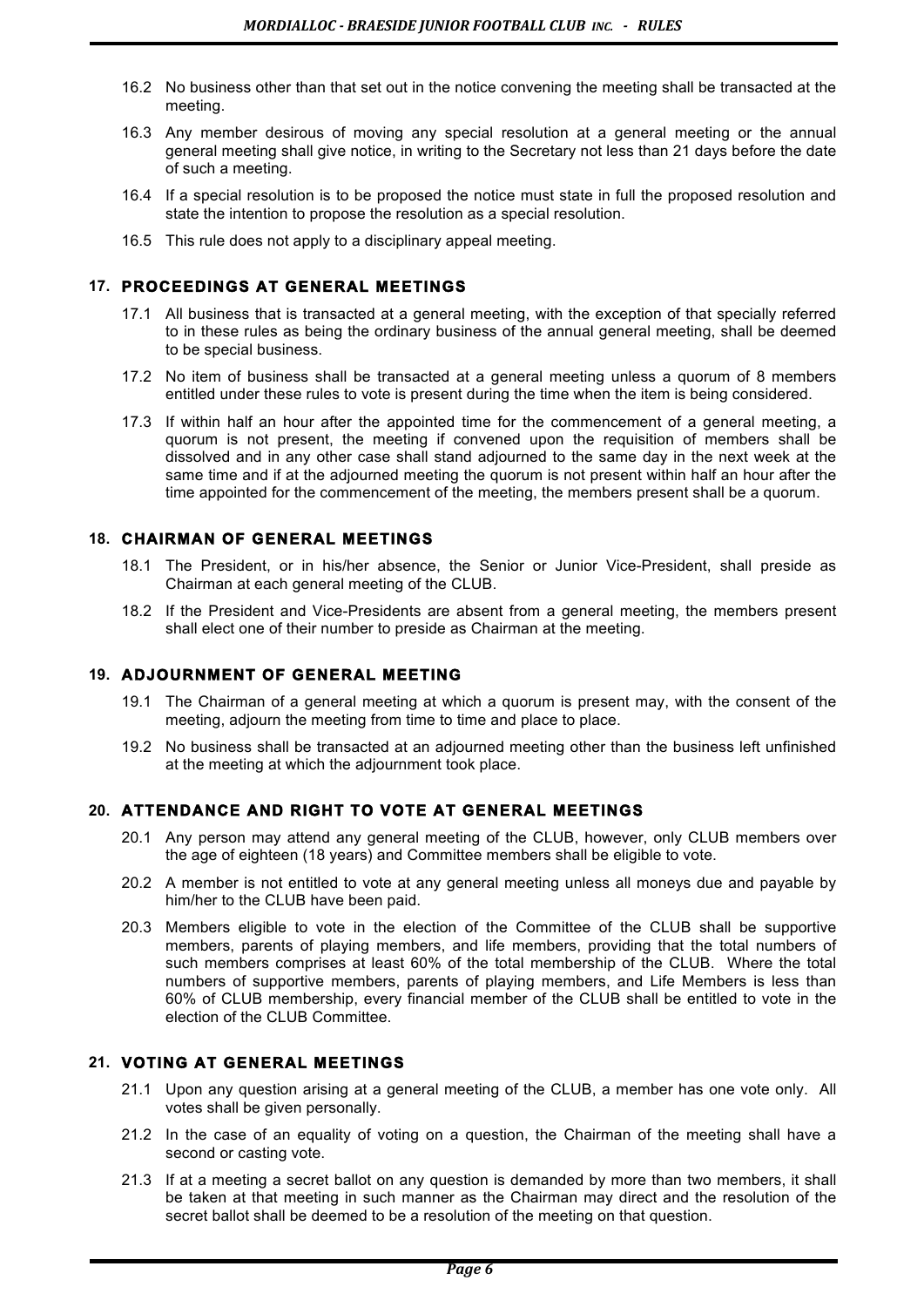16.2 No business other than that set out in the notice convening the meeting shall be transacted at the meeting.

16.3 Any member desirous of moving any special resolution at a general meeting or the annual general meeting shall give notice, in writing to the Secretary not less than 21 days before the date of such a meeting.

16.4 If a special resolution is to be proposed the notice must state in full the proposed resolution and state the intention to propose the resolution as a special resolution.

16.5 This rule does not apply to a disciplinary appeal meeting.

## 17. PROCEEDINGS AT GENERAL MEETINGS

17.1 All business that is transacted at a general meeting, with the exception of that specially referred to in these rules as being the ordinary business of the annual general meeting, shall be deemed to be special business.

17.2 No item of business shall be transacted at a general meeting unless a quorum of 8 members entitled under these rules to vote is present during the time when the item is being considered.

17.3 If within half an hour after the appointed time for the commencement of a general meeting, a quorum is not present, the meeting if convened upon the requisition of members shall be dissolved and in any other case shall stand adjourned to the same day in the next week at the same time and if at the adjourned meeting the quorum is not present within half an hour after the time appointed for the commencement of the meeting, the members present shall be a quorum.

## 18. CHAIRMAN OF GENERAL MEETINGS

18.1 The President, or in his/her absence, the Senior or Junior Vice-President, shall preside as Chairman at each general meeting of the CLUB.

18.2 If the President and Vice-Presidents are absent from a general meeting, the members present shall elect one of their number to preside as Chairman at the meeting.

## 19. ADJOURNMENT OF GENERAL MEETING

19.1 The Chairman of a general meeting at which a quorum is present may, with the consent of the meeting, adjourn the meeting from time to time and place to place.

19.2 No business shall be transacted at an adjourned meeting other than the business left unfinished at the meeting at which the adjournment took place.

## 20. ATTENDANCE AND RIGHT TO VOTE AT GENERAL MEETINGS

20.1 Any person may attend any general meeting of the CLUB, however, only CLUB members over the age of eighteen (18 years) and Committee members shall be eligible to vote.

20.2 A member is not entitled to vote at any general meeting unless all moneys due and payable by him/her to the CLUB have been paid.

20.3 Members eligible to vote in the election of the Committee of the CLUB shall be supportive members, parents of playing members, and life members, providing that the total numbers of such members comprises at least 60% of the total membership of the CLUB. Where the total numbers of supportive members, parents of playing members, and Life Members is less than 60% of CLUB membership, every financial member of the CLUB shall be entitled to vote in the election of the CLUB Committee.

## 21. VOTING AT GENERAL MEETINGS

21.1 Upon any question arising at a general meeting of the CLUB, a member has one vote only. All votes shall be given personally.

21.2 In the case of an equality of voting on a question, the Chairman of the meeting shall have a second or casting vote.

21.3 If at a meeting a secret ballot on any question is demanded by more than two members, it shall be taken at that meeting in such manner as the Chairman may direct and the resolution of the secret ballot shall be deemed to be a resolution of the meeting on that question.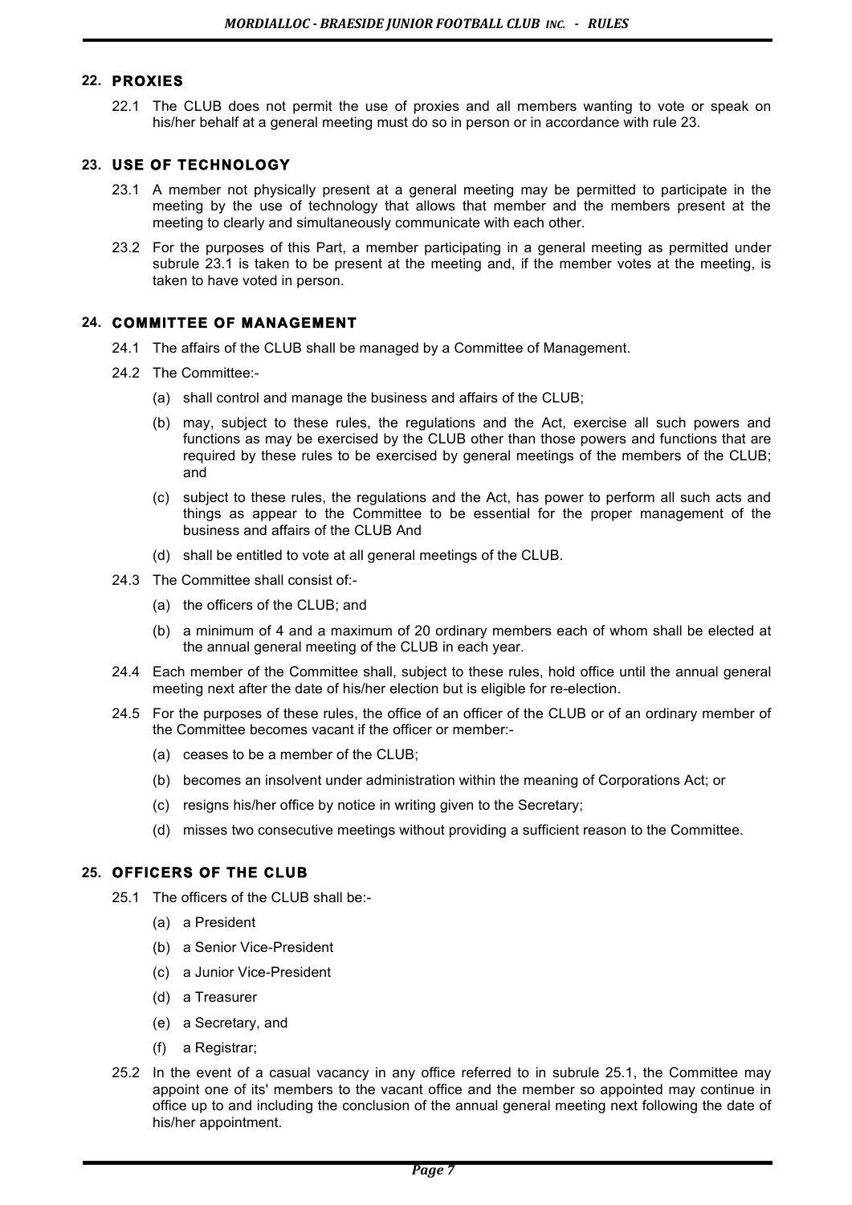## 22. PROXIES

22.1 The CLUB does not permit the use of proxies and all members wanting to vote or speak on his/her behalf at a general meeting must do so in person or in accordance with rule 23.

## 23. USE OF TECHNOLOGY

23.1 A member not physically present at a general meeting may be permitted to participate in the meeting by the use of technology that allows that member and the members present at the meeting to clearly and simultaneously communicate with each other.

23.2 For the purposes of this Part, a member participating in a general meeting as permitted under subrule 23.1 is taken to be present at the meeting and, if the member votes at the meeting, is taken to have voted in person.

## 24. COMMITTEE OF MANAGEMENT

24.1 The affairs of the CLUB shall be managed by a Committee of Management.

24.2 The Committee:-

- (a) shall control and manage the business and affairs of the CLUB;
- (b) may, subject to these rules, the regulations and the Act, exercise all such powers and functions as may be exercised by the CLUB other than those powers and functions that are required by these rules to be exercised by general meetings of the members of the CLUB; and
- (c) subject to these rules, the regulations and the Act, has power to perform all such acts and things as appear to the Committee to be essential for the proper management of the business and affairs of the CLUB And
- (d) shall be entitled to vote at all general meetings of the CLUB.

24.3 The Committee shall consist of:-

- (a) the officers of the CLUB; and
- (b) a minimum of 4 and a maximum of 20 ordinary members each of whom shall be elected at the annual general meeting of the CLUB in each year.

24.4 Each member of the Committee shall, subject to these rules, hold office until the annual general meeting next after the date of his/her election but is eligible for re-election.

24.5 For the purposes of these rules, the office of an officer of the CLUB or of an ordinary member of the Committee becomes vacant if the officer or member:-

- (a) ceases to be a member of the CLUB;
- (b) becomes an insolvent under administration within the meaning of Corporations Act; or
- (c) resigns his/her office by notice in writing given to the Secretary;
- (d) misses two consecutive meetings without providing a sufficient reason to the Committee.

## 25. OFFICERS OF THE CLUB

25.1 The officers of the CLUB shall be:-

- (a) a President
- (b) a Senior Vice-President
- (c) a Junior Vice-President
- (d) a Treasurer
- (e) a Secretary, and
- (f) a Registrar;

25.2 In the event of a casual vacancy in any office referred to in subrule 25.1, the Committee may appoint one of its' members to the vacant office and the member so appointed may continue in office up to and including the conclusion of the annual general meeting next following the date of his/her appointment.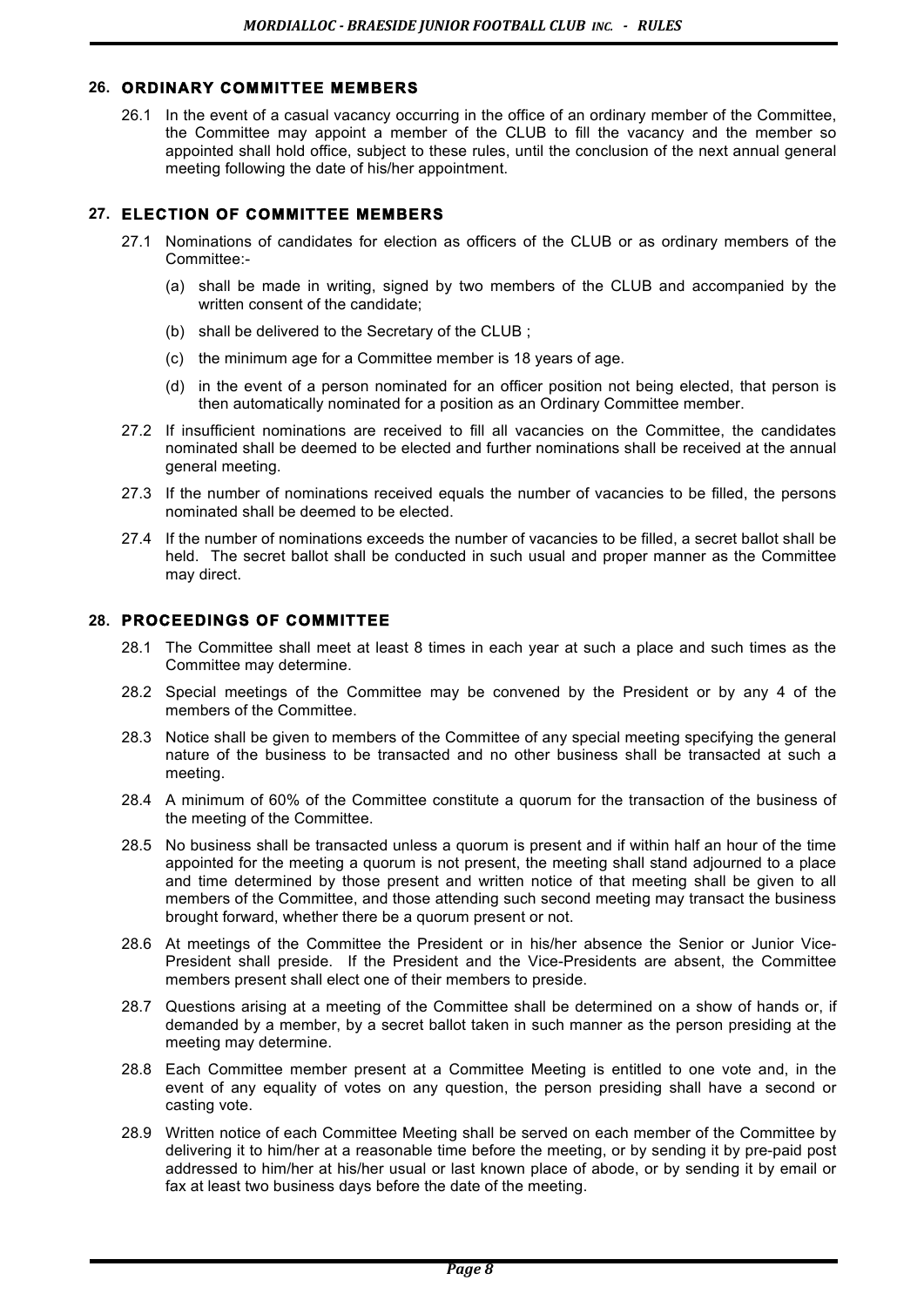## 26. ORDINARY COMMITTEE MEMBERS

26.1 In the event of a casual vacancy occurring in the office of an ordinary member of the Committee, the Committee may appoint a member of the CLUB to fill the vacancy and the member so appointed shall hold office, subject to these rules, until the conclusion of the next annual general meeting following the date of his/her appointment.

## 27. ELECTION OF COMMITTEE MEMBERS

27.1 Nominations of candidates for election as officers of the CLUB or as ordinary members of the Committee:-

- (a) shall be made in writing, signed by two members of the CLUB and accompanied by the written consent of the candidate;
- (b) shall be delivered to the Secretary of the CLUB ;
- (c) the minimum age for a Committee member is 18 years of age.
- (d) in the event of a person nominated for an officer position not being elected, that person is then automatically nominated for a position as an Ordinary Committee member.

27.2 If insufficient nominations are received to fill all vacancies on the Committee, the candidates nominated shall be deemed to be elected and further nominations shall be received at the annual general meeting.

27.3 If the number of nominations received equals the number of vacancies to be filled, the persons nominated shall be deemed to be elected.

27.4 If the number of nominations exceeds the number of vacancies to be filled, a secret ballot shall be held. The secret ballot shall be conducted in such usual and proper manner as the Committee may direct.

## 28. PROCEEDINGS OF COMMITTEE

28.1 The Committee shall meet at least 8 times in each year at such a place and such times as the Committee may determine.

28.2 Special meetings of the Committee may be convened by the President or by any 4 of the members of the Committee.

28.3 Notice shall be given to members of the Committee of any special meeting specifying the general nature of the business to be transacted and no other business shall be transacted at such a meeting.

28.4 A minimum of 60% of the Committee constitute a quorum for the transaction of the business of the meeting of the Committee.

28.5 No business shall be transacted unless a quorum is present and if within half an hour of the time appointed for the meeting a quorum is not present, the meeting shall stand adjourned to a place and time determined by those present and written notice of that meeting shall be given to all members of the Committee, and those attending such second meeting may transact the business brought forward, whether there be a quorum present or not.

28.6 At meetings of the Committee the President or in his/her absence the Senior or Junior Vice-President shall preside. If the President and the Vice-Presidents are absent, the Committee members present shall elect one of their members to preside.

28.7 Questions arising at a meeting of the Committee shall be determined on a show of hands or, if demanded by a member, by a secret ballot taken in such manner as the person presiding at the meeting may determine.

28.8 Each Committee member present at a Committee Meeting is entitled to one vote and, in the event of any equality of votes on any question, the person presiding shall have a second or casting vote.

28.9 Written notice of each Committee Meeting shall be served on each member of the Committee by delivering it to him/her at a reasonable time before the meeting, or by sending it by pre-paid post addressed to him/her at his/her usual or last known place of abode, or by sending it by email or fax at least two business days before the date of the meeting.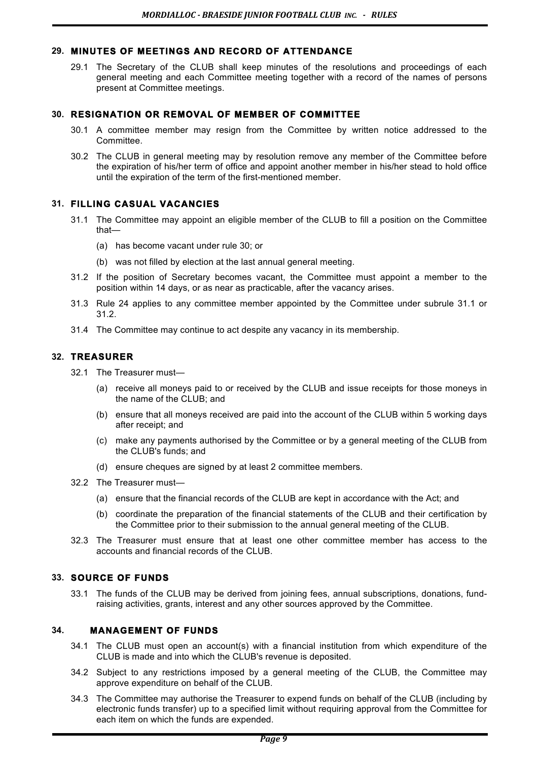## 29. MINUTES OF MEETINGS AND RECORD OF ATTENDANCE

29.1 The Secretary of the CLUB shall keep minutes of the resolutions and proceedings of each general meeting and each Committee meeting together with a record of the names of persons present at Committee meetings.

## 30. RESIGNATION OR REMOVAL OF MEMBER OF COMMITTEE

30.1 A committee member may resign from the Committee by written notice addressed to the Committee.

30.2 The CLUB in general meeting may by resolution remove any member of the Committee before the expiration of his/her term of office and appoint another member in his/her stead to hold office until the expiration of the term of the first-mentioned member.

## 31. FILLING CASUAL VACANCIES

31.1 The Committee may appoint an eligible member of the CLUB to fill a position on the Committee that—

- (a) has become vacant under rule 30; or
- (b) was not filled by election at the last annual general meeting.

31.2 If the position of Secretary becomes vacant, the Committee must appoint a member to the position within 14 days, or as near as practicable, after the vacancy arises.

31.3 Rule 24 applies to any committee member appointed by the Committee under subrule 31.1 or 31.2.

31.4 The Committee may continue to act despite any vacancy in its membership.

## 32. TREASURER

32.1 The Treasurer must—

- (a) receive all moneys paid to or received by the CLUB and issue receipts for those moneys in the name of the CLUB; and
- (b) ensure that all moneys received are paid into the account of the CLUB within 5 working days after receipt; and
- (c) make any payments authorised by the Committee or by a general meeting of the CLUB from the CLUB's funds; and
- (d) ensure cheques are signed by at least 2 committee members.

32.2 The Treasurer must—

- (a) ensure that the financial records of the CLUB are kept in accordance with the Act; and
- (b) coordinate the preparation of the financial statements of the CLUB and their certification by the Committee prior to their submission to the annual general meeting of the CLUB.

32.3 The Treasurer must ensure that at least one other committee member has access to the accounts and financial records of the CLUB.

## 33. SOURCE OF FUNDS

33.1 The funds of the CLUB may be derived from joining fees, annual subscriptions, donations, fund-raising activities, grants, interest and any other sources approved by the Committee.

## 34. MANAGEMENT OF FUNDS

34.1 The CLUB must open an account(s) with a financial institution from which expenditure of the CLUB is made and into which the CLUB's revenue is deposited.

34.2 Subject to any restrictions imposed by a general meeting of the CLUB, the Committee may approve expenditure on behalf of the CLUB.

34.3 The Committee may authorise the Treasurer to expend funds on behalf of the CLUB (including by electronic funds transfer) up to a specified limit without requiring approval from the Committee for each item on which the funds are expended.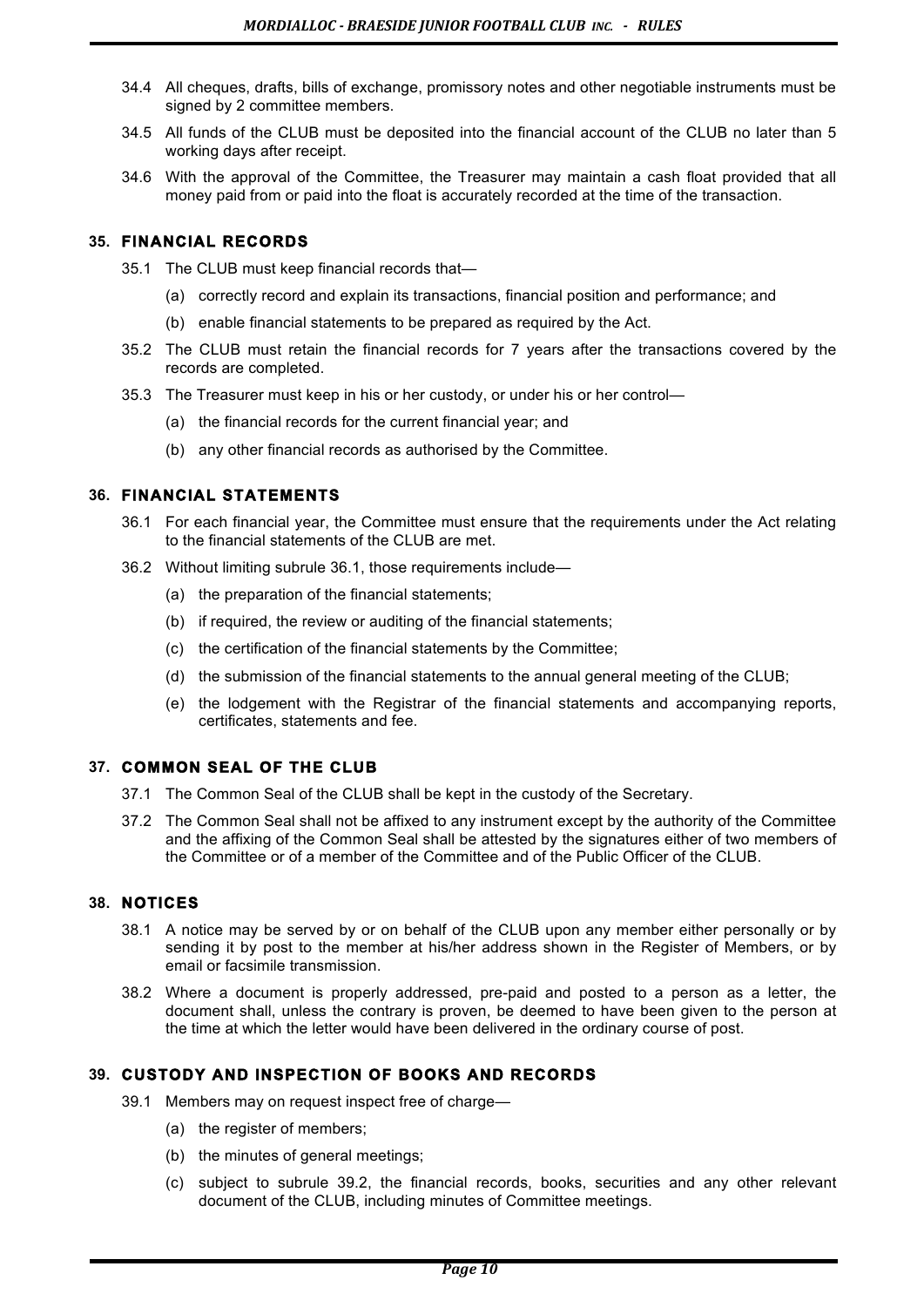34.4 All cheques, drafts, bills of exchange, promissory notes and other negotiable instruments must be signed by 2 committee members.

34.5 All funds of the CLUB must be deposited into the financial account of the CLUB no later than 5 working days after receipt.

34.6 With the approval of the Committee, the Treasurer may maintain a cash float provided that all money paid from or paid into the float is accurately recorded at the time of the transaction.

## 35. FINANCIAL RECORDS

35.1 The CLUB must keep financial records that—

(a) correctly record and explain its transactions, financial position and performance; and

(b) enable financial statements to be prepared as required by the Act.

35.2 The CLUB must retain the financial records for 7 years after the transactions covered by the records are completed.

35.3 The Treasurer must keep in his or her custody, or under his or her control—

(a) the financial records for the current financial year; and

(b) any other financial records as authorised by the Committee.

## 36. FINANCIAL STATEMENTS

36.1 For each financial year, the Committee must ensure that the requirements under the Act relating to the financial statements of the CLUB are met.

36.2 Without limiting subrule 36.1, those requirements include—

(a) the preparation of the financial statements;

(b) if required, the review or auditing of the financial statements;

(c) the certification of the financial statements by the Committee;

(d) the submission of the financial statements to the annual general meeting of the CLUB;

(e) the lodgement with the Registrar of the financial statements and accompanying reports, certificates, statements and fee.

## 37. COMMON SEAL OF THE CLUB

37.1 The Common Seal of the CLUB shall be kept in the custody of the Secretary.

37.2 The Common Seal shall not be affixed to any instrument except by the authority of the Committee and the affixing of the Common Seal shall be attested by the signatures either of two members of the Committee or of a member of the Committee and of the Public Officer of the CLUB.

## 38. NOTICES

38.1 A notice may be served by or on behalf of the CLUB upon any member either personally or by sending it by post to the member at his/her address shown in the Register of Members, or by email or facsimile transmission.

38.2 Where a document is properly addressed, pre-paid and posted to a person as a letter, the document shall, unless the contrary is proven, be deemed to have been given to the person at the time at which the letter would have been delivered in the ordinary course of post.

## 39. CUSTODY AND INSPECTION OF BOOKS AND RECORDS

39.1 Members may on request inspect free of charge—

(a) the register of members;

(b) the minutes of general meetings;

(c) subject to subrule 39.2, the financial records, books, securities and any other relevant document of the CLUB, including minutes of Committee meetings.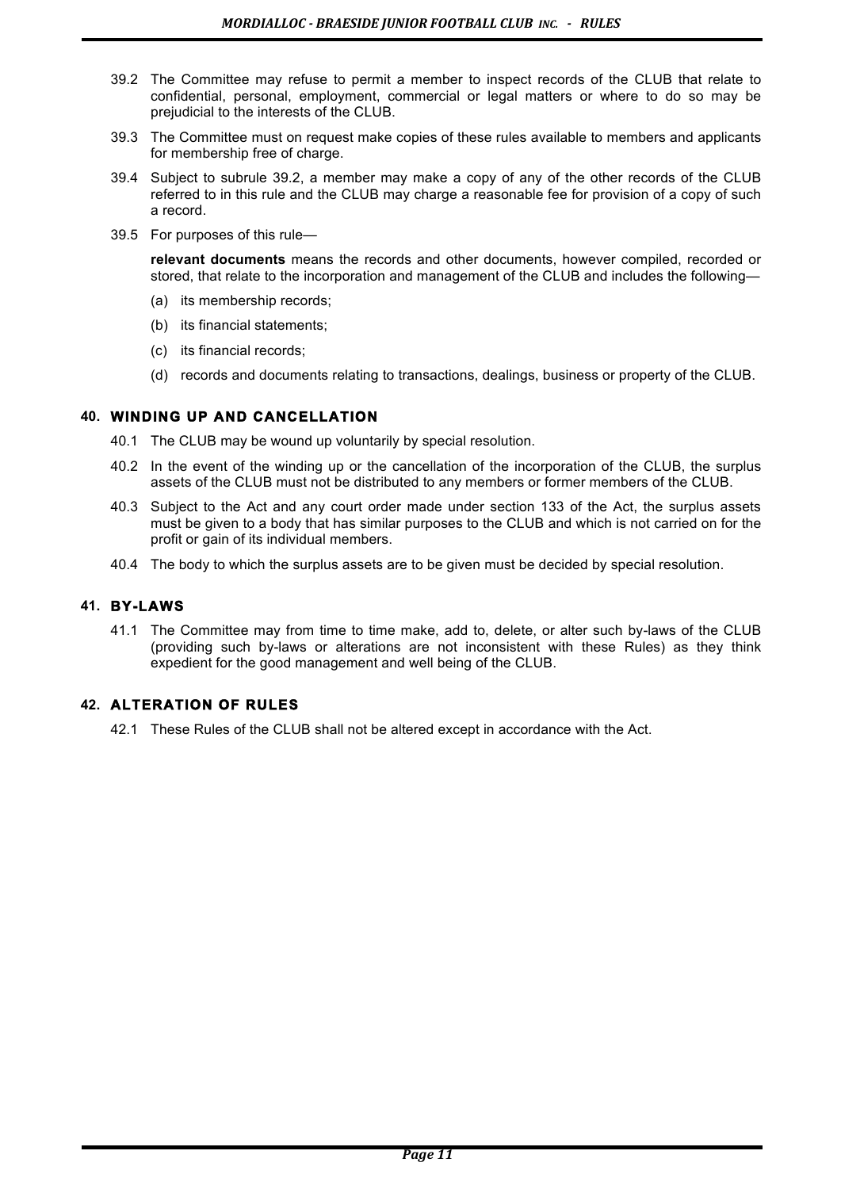39.2 The Committee may refuse to permit a member to inspect records of the CLUB that relate to confidential, personal, employment, commercial or legal matters or where to do so may be prejudicial to the interests of the CLUB.

39.3 The Committee must on request make copies of these rules available to members and applicants for membership free of charge.

39.4 Subject to subrule 39.2, a member may make a copy of any of the other records of the CLUB referred to in this rule and the CLUB may charge a reasonable fee for provision of a copy of such a record.

39.5 For purposes of this rule—

**relevant documents** means the records and other documents, however compiled, recorded or stored, that relate to the incorporation and management of the CLUB and includes the following—

(a) its membership records;

(b) its financial statements;

(c) its financial records;

(d) records and documents relating to transactions, dealings, business or property of the CLUB.

## 40. WINDING UP AND CANCELLATION

40.1 The CLUB may be wound up voluntarily by special resolution.

40.2 In the event of the winding up or the cancellation of the incorporation of the CLUB, the surplus assets of the CLUB must not be distributed to any members or former members of the CLUB.

40.3 Subject to the Act and any court order made under section 133 of the Act, the surplus assets must be given to a body that has similar purposes to the CLUB and which is not carried on for the profit or gain of its individual members.

40.4 The body to which the surplus assets are to be given must be decided by special resolution.

## 41. BY-LAWS

41.1 The Committee may from time to time make, add to, delete, or alter such by-laws of the CLUB (providing such by-laws or alterations are not inconsistent with these Rules) as they think expedient for the good management and well being of the CLUB.

## 42. ALTERATION OF RULES

42.1 These Rules of the CLUB shall not be altered except in accordance with the Act.